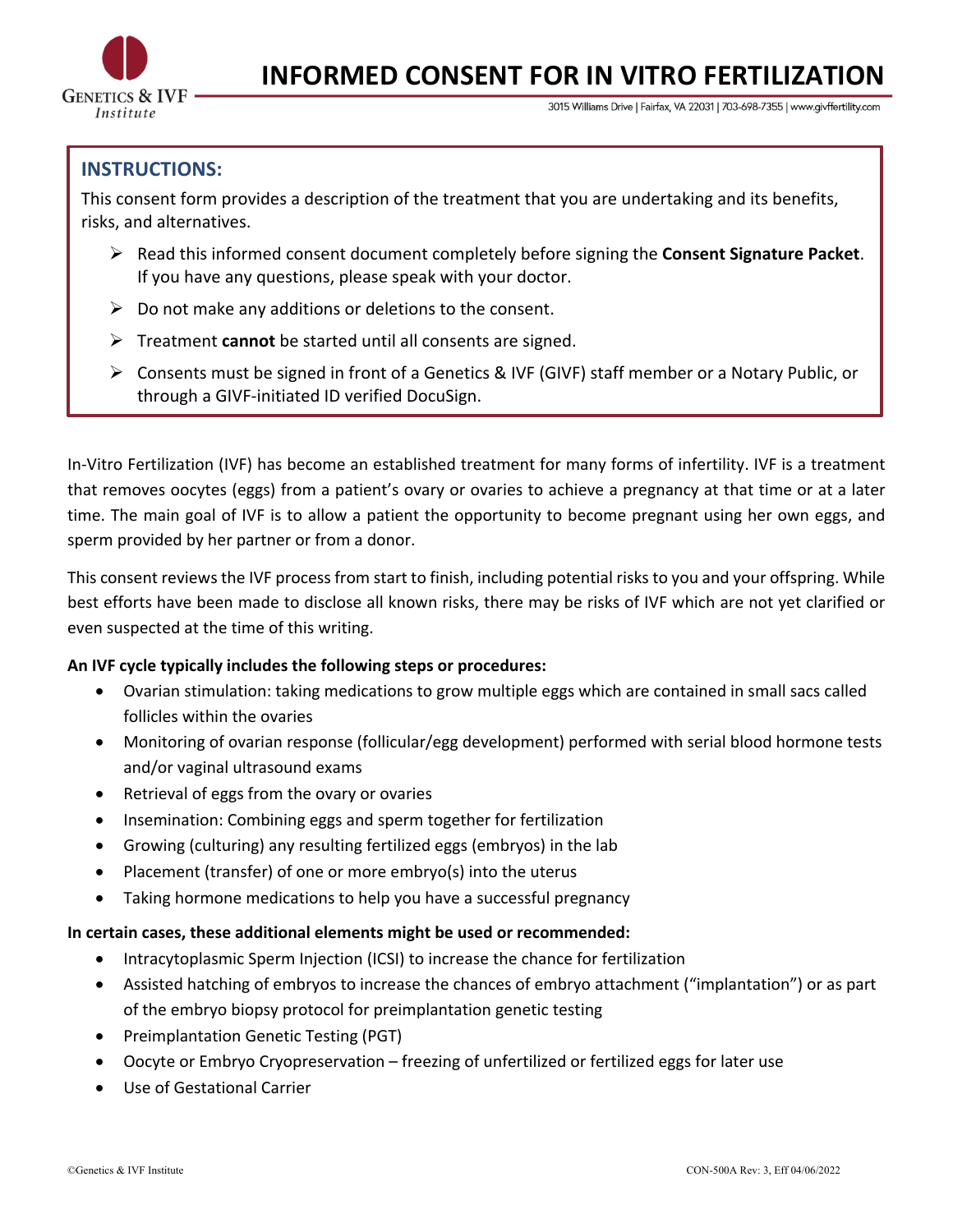# INFORMED CONSENT FOR IN VITRO FERTILIZATION

3015 Williams Drive | Fairfax, VA 22031 | 703-698-7355 | www.givffertility.com

## INSTRUCTIONS:

This consent form provides a description of the treatment that you are undertaking and its benefits, risks, and alternatives.

- Read this informed consent document completely before signing the **Consent Signature Packet**. If you have any questions, please speak with your doctor.
- Do not make any additions or deletions to the consent.
- Treatment **cannot** be started until all consents are signed.
- Consents must be signed in front of a Genetics & IVF (GIVF) staff member or a Notary Public, or through a GIVF-initiated ID verified DocuSign.

In-Vitro Fertilization (IVF) has become an established treatment for many forms of infertility. IVF is a treatment that removes oocytes (eggs) from a patient's ovary or ovaries to achieve a pregnancy at that time or at a later time. The main goal of IVF is to allow a patient the opportunity to become pregnant using her own eggs, and sperm provided by her partner or from a donor.

This consent reviews the IVF process from start to finish, including potential risks to you and your offspring. While best efforts have been made to disclose all known risks, there may be risks of IVF which are not yet clarified or even suspected at the time of this writing.

**An IVF cycle typically includes the following steps or procedures:**

- Ovarian stimulation: taking medications to grow multiple eggs which are contained in small sacs called follicles within the ovaries
- Monitoring of ovarian response (follicular/egg development) performed with serial blood hormone tests and/or vaginal ultrasound exams
- Retrieval of eggs from the ovary or ovaries
- Insemination: Combining eggs and sperm together for fertilization
- Growing (culturing) any resulting fertilized eggs (embryos) in the lab
- Placement (transfer) of one or more embryo(s) into the uterus
- Taking hormone medications to help you have a successful pregnancy

**In certain cases, these additional elements might be used or recommended:**

- Intracytoplasmic Sperm Injection (ICSI) to increase the chance for fertilization
- Assisted hatching of embryos to increase the chances of embryo attachment ("implantation") or as part of the embryo biopsy protocol for preimplantation genetic testing
- Preimplantation Genetic Testing (PGT)
- Oocyte or Embryo Cryopreservation – freezing of unfertilized or fertilized eggs for later use
- Use of Gestational Carrier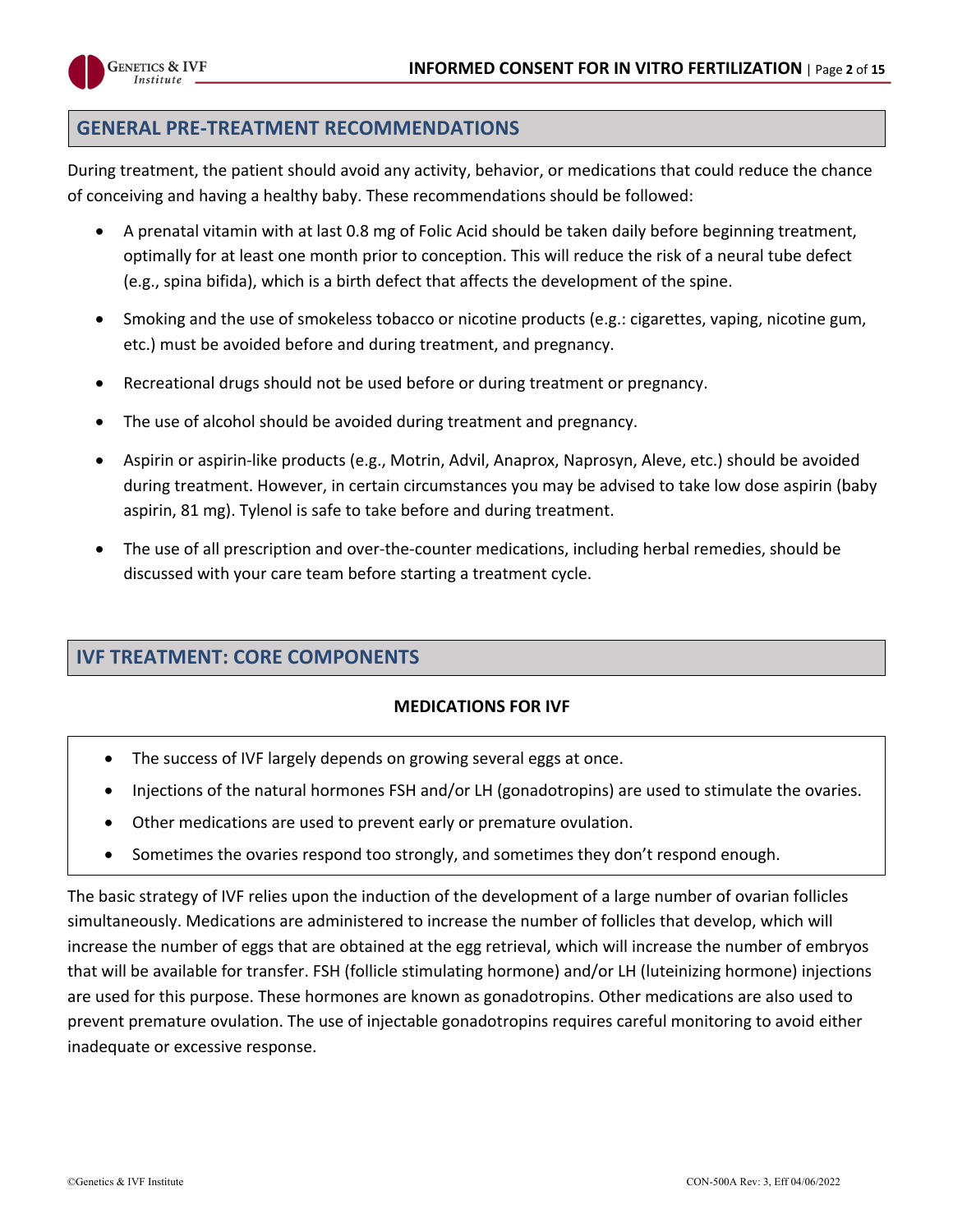## GENERAL PRE-TREATMENT RECOMMENDATIONS

During treatment, the patient should avoid any activity, behavior, or medications that could reduce the chance of conceiving and having a healthy baby. These recommendations should be followed:

- A prenatal vitamin with at last 0.8 mg of Folic Acid should be taken daily before beginning treatment, optimally for at least one month prior to conception. This will reduce the risk of a neural tube defect (e.g., spina bifida), which is a birth defect that affects the development of the spine.
- Smoking and the use of smokeless tobacco or nicotine products (e.g.: cigarettes, vaping, nicotine gum, etc.) must be avoided before and during treatment, and pregnancy.
- Recreational drugs should not be used before or during treatment or pregnancy.
- The use of alcohol should be avoided during treatment and pregnancy.
- Aspirin or aspirin-like products (e.g., Motrin, Advil, Anaprox, Naprosyn, Aleve, etc.) should be avoided during treatment. However, in certain circumstances you may be advised to take low dose aspirin (baby aspirin, 81 mg). Tylenol is safe to take before and during treatment.
- The use of all prescription and over-the-counter medications, including herbal remedies, should be discussed with your care team before starting a treatment cycle.

## IVF TREATMENT: CORE COMPONENTS

### MEDICATIONS FOR IVF

- The success of IVF largely depends on growing several eggs at once.
- Injections of the natural hormones FSH and/or LH (gonadotropins) are used to stimulate the ovaries.
- Other medications are used to prevent early or premature ovulation.
- Sometimes the ovaries respond too strongly, and sometimes they don't respond enough.

The basic strategy of IVF relies upon the induction of the development of a large number of ovarian follicles simultaneously. Medications are administered to increase the number of follicles that develop, which will increase the number of eggs that are obtained at the egg retrieval, which will increase the number of embryos that will be available for transfer. FSH (follicle stimulating hormone) and/or LH (luteinizing hormone) injections are used for this purpose. These hormones are known as gonadotropins. Other medications are also used to prevent premature ovulation. The use of injectable gonadotropins requires careful monitoring to avoid either inadequate or excessive response.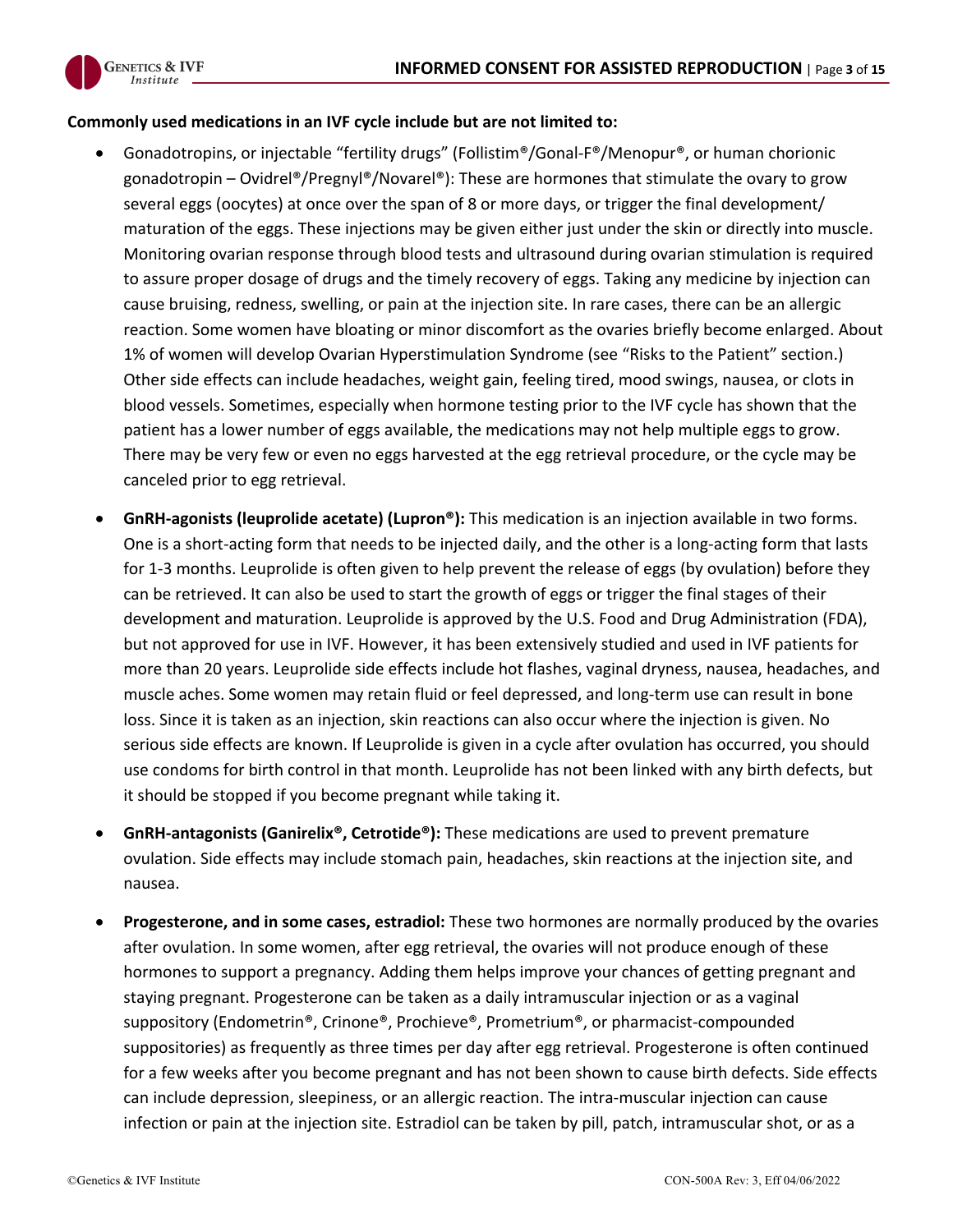**Commonly used medications in an IVF cycle include but are not limited to:**

- Gonadotropins, or injectable "fertility drugs" (Follistim®/Gonal-F®/Menopur®, or human chorionic gonadotropin – Ovidrel®/Pregnyl®/Novarel®): These are hormones that stimulate the ovary to grow several eggs (oocytes) at once over the span of 8 or more days, or trigger the final development/ maturation of the eggs. These injections may be given either just under the skin or directly into muscle. Monitoring ovarian response through blood tests and ultrasound during ovarian stimulation is required to assure proper dosage of drugs and the timely recovery of eggs. Taking any medicine by injection can cause bruising, redness, swelling, or pain at the injection site. In rare cases, there can be an allergic reaction. Some women have bloating or minor discomfort as the ovaries briefly become enlarged. About 1% of women will develop Ovarian Hyperstimulation Syndrome (see "Risks to the Patient" section.) Other side effects can include headaches, weight gain, feeling tired, mood swings, nausea, or clots in blood vessels. Sometimes, especially when hormone testing prior to the IVF cycle has shown that the patient has a lower number of eggs available, the medications may not help multiple eggs to grow. There may be very few or even no eggs harvested at the egg retrieval procedure, or the cycle may be canceled prior to egg retrieval.

- **GnRH-agonists (leuprolide acetate) (Lupron®):** This medication is an injection available in two forms. One is a short-acting form that needs to be injected daily, and the other is a long-acting form that lasts for 1-3 months. Leuprolide is often given to help prevent the release of eggs (by ovulation) before they can be retrieved. It can also be used to start the growth of eggs or trigger the final stages of their development and maturation. Leuprolide is approved by the U.S. Food and Drug Administration (FDA), but not approved for use in IVF. However, it has been extensively studied and used in IVF patients for more than 20 years. Leuprolide side effects include hot flashes, vaginal dryness, nausea, headaches, and muscle aches. Some women may retain fluid or feel depressed, and long-term use can result in bone loss. Since it is taken as an injection, skin reactions can also occur where the injection is given. No serious side effects are known. If Leuprolide is given in a cycle after ovulation has occurred, you should use condoms for birth control in that month. Leuprolide has not been linked with any birth defects, but it should be stopped if you become pregnant while taking it.

- **GnRH-antagonists (Ganirelix®, Cetrotide®):** These medications are used to prevent premature ovulation. Side effects may include stomach pain, headaches, skin reactions at the injection site, and nausea.

- **Progesterone, and in some cases, estradiol:** These two hormones are normally produced by the ovaries after ovulation. In some women, after egg retrieval, the ovaries will not produce enough of these hormones to support a pregnancy. Adding them helps improve your chances of getting pregnant and staying pregnant. Progesterone can be taken as a daily intramuscular injection or as a vaginal suppository (Endometrin®, Crinone®, Prochieve®, Prometrium®, or pharmacist-compounded suppositories) as frequently as three times per day after egg retrieval. Progesterone is often continued for a few weeks after you become pregnant and has not been shown to cause birth defects. Side effects can include depression, sleepiness, or an allergic reaction. The intra-muscular injection can cause infection or pain at the injection site. Estradiol can be taken by pill, patch, intramuscular shot, or as a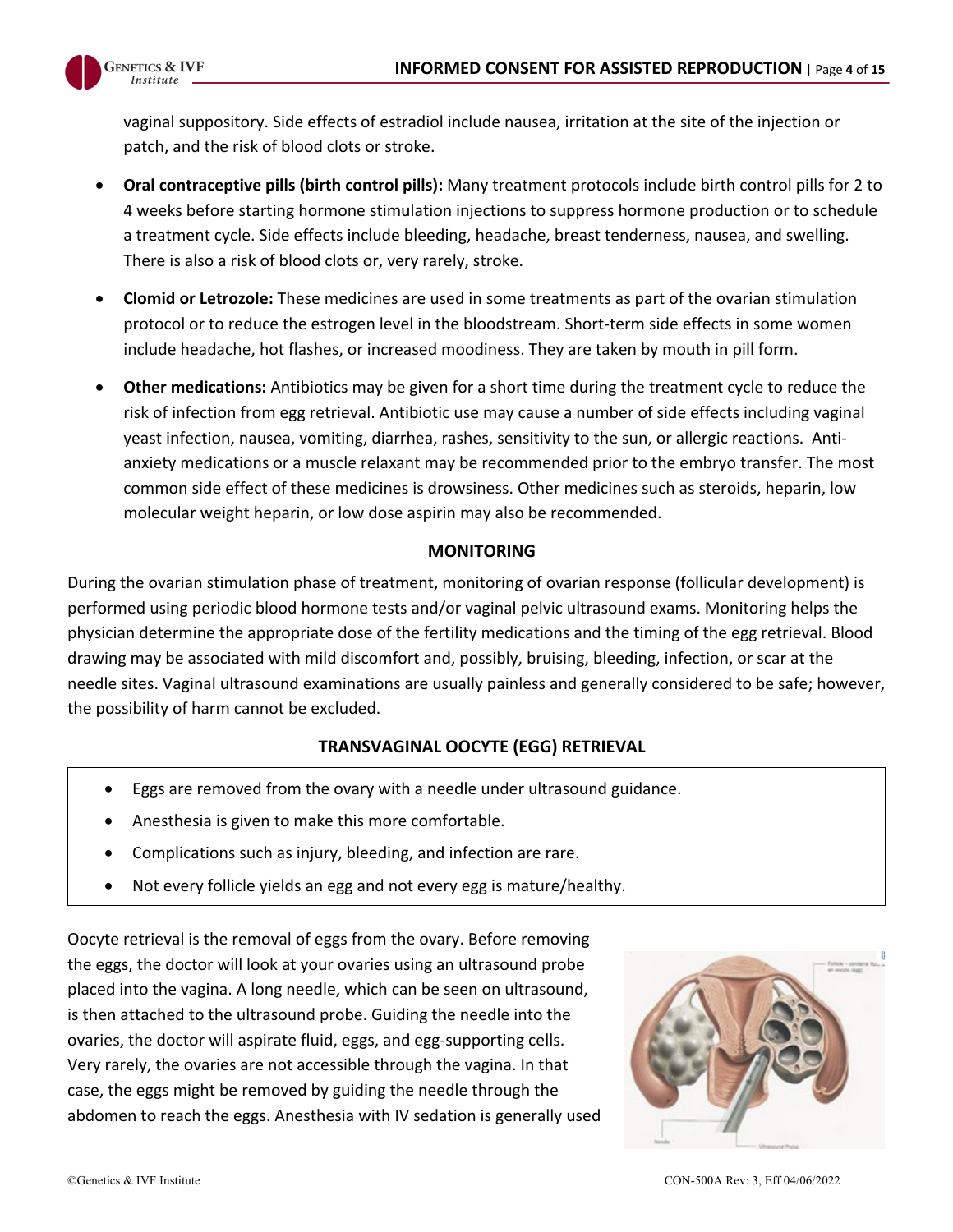vaginal suppository. Side effects of estradiol include nausea, irritation at the site of the injection or patch, and the risk of blood clots or stroke.

- **Oral contraceptive pills (birth control pills):** Many treatment protocols include birth control pills for 2 to 4 weeks before starting hormone stimulation injections to suppress hormone production or to schedule a treatment cycle. Side effects include bleeding, headache, breast tenderness, nausea, and swelling. There is also a risk of blood clots or, very rarely, stroke.
- **Clomid or Letrozole:** These medicines are used in some treatments as part of the ovarian stimulation protocol or to reduce the estrogen level in the bloodstream. Short-term side effects in some women include headache, hot flashes, or increased moodiness. They are taken by mouth in pill form.
- **Other medications:** Antibiotics may be given for a short time during the treatment cycle to reduce the risk of infection from egg retrieval. Antibiotic use may cause a number of side effects including vaginal yeast infection, nausea, vomiting, diarrhea, rashes, sensitivity to the sun, or allergic reactions. Anti-anxiety medications or a muscle relaxant may be recommended prior to the embryo transfer. The most common side effect of these medicines is drowsiness. Other medicines such as steroids, heparin, low molecular weight heparin, or low dose aspirin may also be recommended.

## MONITORING

During the ovarian stimulation phase of treatment, monitoring of ovarian response (follicular development) is performed using periodic blood hormone tests and/or vaginal pelvic ultrasound exams. Monitoring helps the physician determine the appropriate dose of the fertility medications and the timing of the egg retrieval. Blood drawing may be associated with mild discomfort and, possibly, bruising, bleeding, infection, or scar at the needle sites. Vaginal ultrasound examinations are usually painless and generally considered to be safe; however, the possibility of harm cannot be excluded.

## TRANSVAGINAL OOCYTE (EGG) RETRIEVAL

- Eggs are removed from the ovary with a needle under ultrasound guidance.
- Anesthesia is given to make this more comfortable.
- Complications such as injury, bleeding, and infection are rare.
- Not every follicle yields an egg and not every egg is mature/healthy.

Oocyte retrieval is the removal of eggs from the ovary. Before removing the eggs, the doctor will look at your ovaries using an ultrasound probe placed into the vagina. A long needle, which can be seen on ultrasound, is then attached to the ultrasound probe. Guiding the needle into the ovaries, the doctor will aspirate fluid, eggs, and egg-supporting cells. Very rarely, the ovaries are not accessible through the vagina. In that case, the eggs might be removed by guiding the needle through the abdomen to reach the eggs. Anesthesia with IV sedation is generally used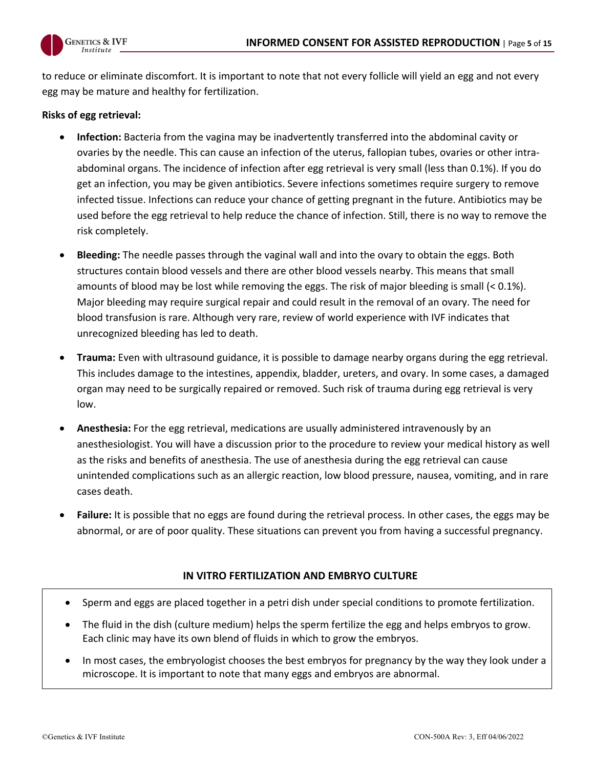to reduce or eliminate discomfort. It is important to note that not every follicle will yield an egg and not every egg may be mature and healthy for fertilization.

**Risks of egg retrieval:**

- **Infection:** Bacteria from the vagina may be inadvertently transferred into the abdominal cavity or ovaries by the needle. This can cause an infection of the uterus, fallopian tubes, ovaries or other intra-abdominal organs. The incidence of infection after egg retrieval is very small (less than 0.1%). If you do get an infection, you may be given antibiotics. Severe infections sometimes require surgery to remove infected tissue. Infections can reduce your chance of getting pregnant in the future. Antibiotics may be used before the egg retrieval to help reduce the chance of infection. Still, there is no way to remove the risk completely.

- **Bleeding:** The needle passes through the vaginal wall and into the ovary to obtain the eggs. Both structures contain blood vessels and there are other blood vessels nearby. This means that small amounts of blood may be lost while removing the eggs. The risk of major bleeding is small (< 0.1%). Major bleeding may require surgical repair and could result in the removal of an ovary. The need for blood transfusion is rare. Although very rare, review of world experience with IVF indicates that unrecognized bleeding has led to death.

- **Trauma:** Even with ultrasound guidance, it is possible to damage nearby organs during the egg retrieval. This includes damage to the intestines, appendix, bladder, ureters, and ovary. In some cases, a damaged organ may need to be surgically repaired or removed. Such risk of trauma during egg retrieval is very low.

- **Anesthesia:** For the egg retrieval, medications are usually administered intravenously by an anesthesiologist. You will have a discussion prior to the procedure to review your medical history as well as the risks and benefits of anesthesia. The use of anesthesia during the egg retrieval can cause unintended complications such as an allergic reaction, low blood pressure, nausea, vomiting, and in rare cases death.

- **Failure:** It is possible that no eggs are found during the retrieval process. In other cases, the eggs may be abnormal, or are of poor quality. These situations can prevent you from having a successful pregnancy.

## IN VITRO FERTILIZATION AND EMBRYO CULTURE

- Sperm and eggs are placed together in a petri dish under special conditions to promote fertilization.
- The fluid in the dish (culture medium) helps the sperm fertilize the egg and helps embryos to grow. Each clinic may have its own blend of fluids in which to grow the embryos.
- In most cases, the embryologist chooses the best embryos for pregnancy by the way they look under a microscope. It is important to note that many eggs and embryos are abnormal.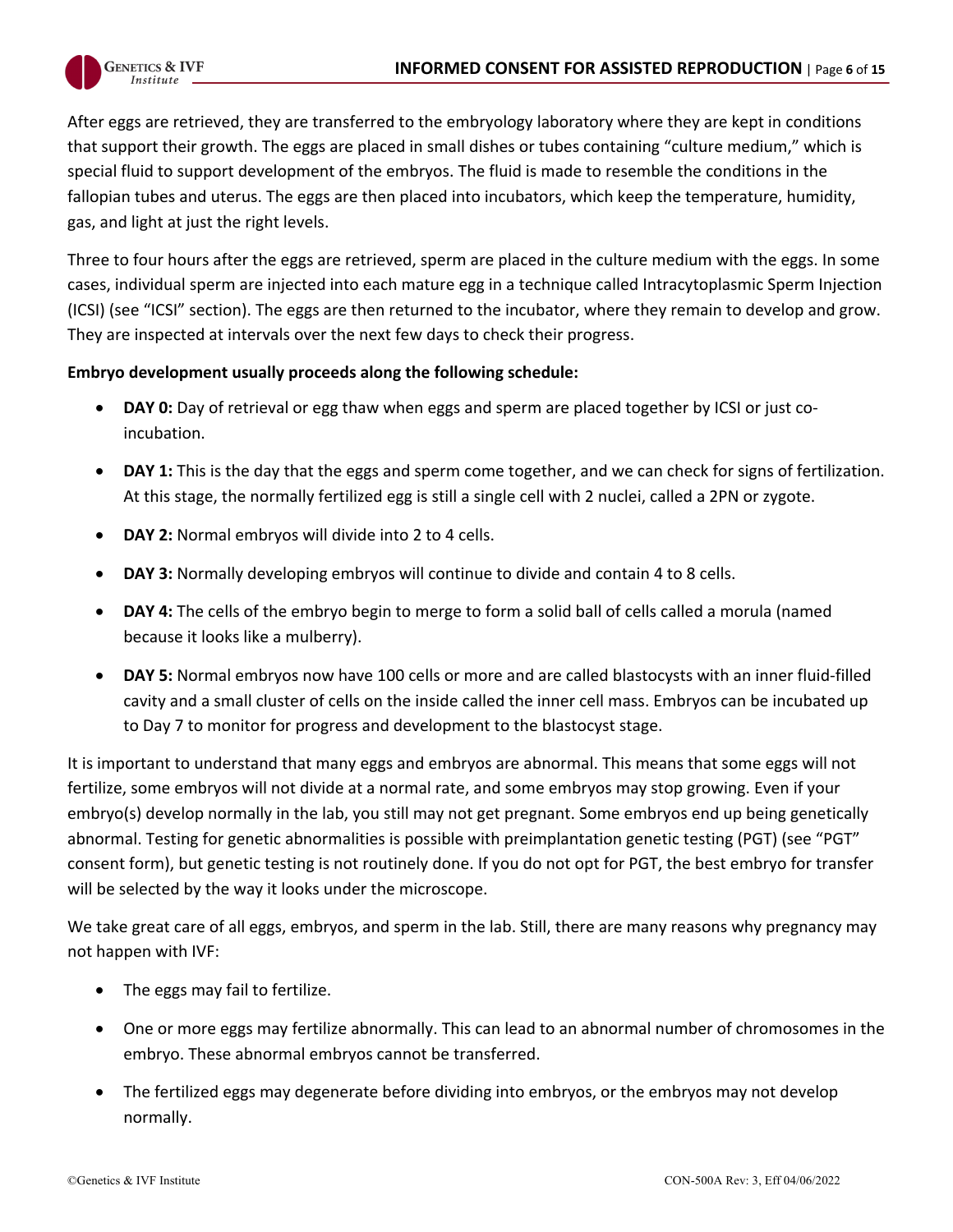After eggs are retrieved, they are transferred to the embryology laboratory where they are kept in conditions that support their growth. The eggs are placed in small dishes or tubes containing "culture medium," which is special fluid to support development of the embryos. The fluid is made to resemble the conditions in the fallopian tubes and uterus. The eggs are then placed into incubators, which keep the temperature, humidity, gas, and light at just the right levels.

Three to four hours after the eggs are retrieved, sperm are placed in the culture medium with the eggs. In some cases, individual sperm are injected into each mature egg in a technique called Intracytoplasmic Sperm Injection (ICSI) (see "ICSI" section). The eggs are then returned to the incubator, where they remain to develop and grow. They are inspected at intervals over the next few days to check their progress.

**Embryo development usually proceeds along the following schedule:**

- **DAY 0:** Day of retrieval or egg thaw when eggs and sperm are placed together by ICSI or just co-incubation.
- **DAY 1:** This is the day that the eggs and sperm come together, and we can check for signs of fertilization. At this stage, the normally fertilized egg is still a single cell with 2 nuclei, called a 2PN or zygote.
- **DAY 2:** Normal embryos will divide into 2 to 4 cells.
- **DAY 3:** Normally developing embryos will continue to divide and contain 4 to 8 cells.
- **DAY 4:** The cells of the embryo begin to merge to form a solid ball of cells called a morula (named because it looks like a mulberry).
- **DAY 5:** Normal embryos now have 100 cells or more and are called blastocysts with an inner fluid-filled cavity and a small cluster of cells on the inside called the inner cell mass. Embryos can be incubated up to Day 7 to monitor for progress and development to the blastocyst stage.

It is important to understand that many eggs and embryos are abnormal. This means that some eggs will not fertilize, some embryos will not divide at a normal rate, and some embryos may stop growing. Even if your embryo(s) develop normally in the lab, you still may not get pregnant. Some embryos end up being genetically abnormal. Testing for genetic abnormalities is possible with preimplantation genetic testing (PGT) (see "PGT" consent form), but genetic testing is not routinely done. If you do not opt for PGT, the best embryo for transfer will be selected by the way it looks under the microscope.

We take great care of all eggs, embryos, and sperm in the lab. Still, there are many reasons why pregnancy may not happen with IVF:

- The eggs may fail to fertilize.
- One or more eggs may fertilize abnormally. This can lead to an abnormal number of chromosomes in the embryo. These abnormal embryos cannot be transferred.
- The fertilized eggs may degenerate before dividing into embryos, or the embryos may not develop normally.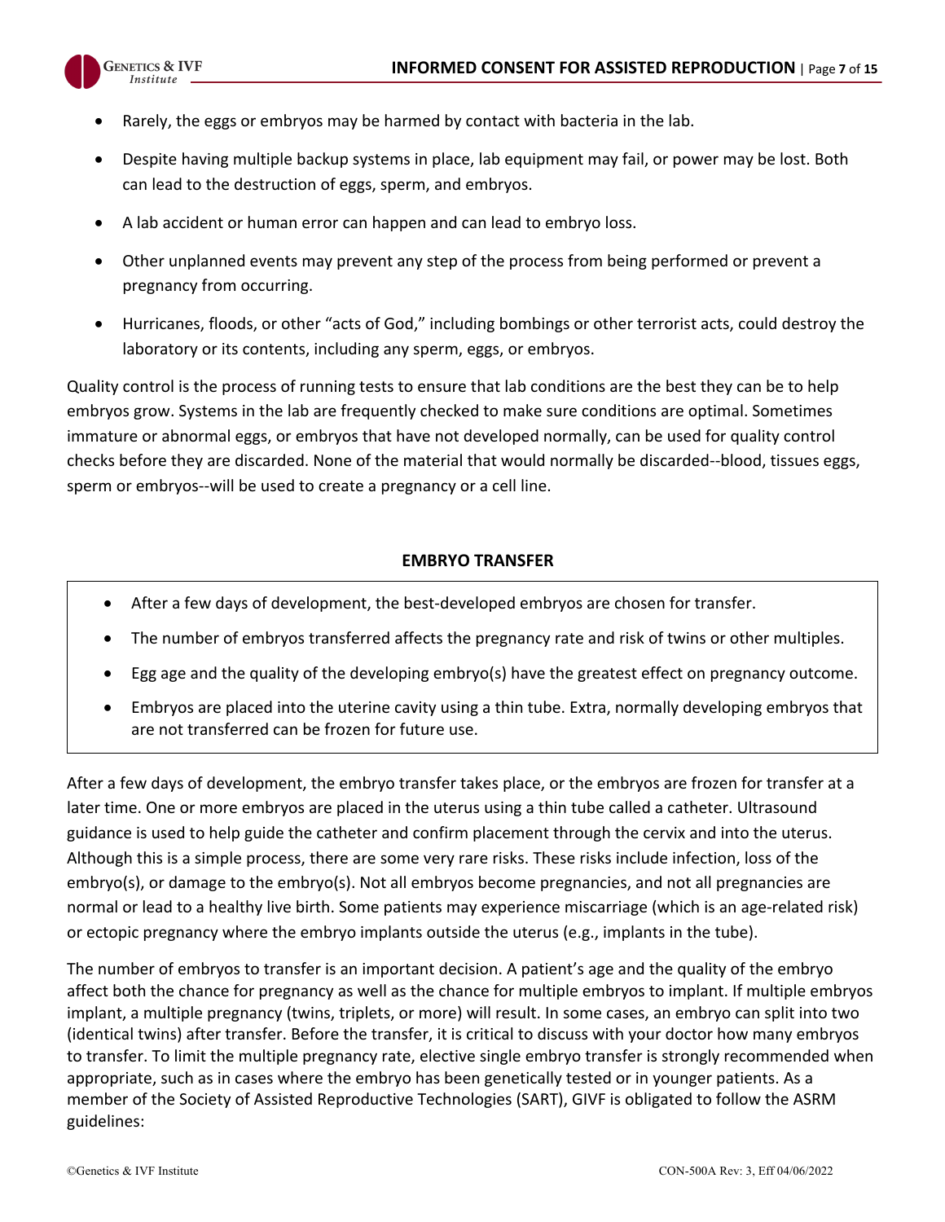- Rarely, the eggs or embryos may be harmed by contact with bacteria in the lab.
- Despite having multiple backup systems in place, lab equipment may fail, or power may be lost. Both can lead to the destruction of eggs, sperm, and embryos.
- A lab accident or human error can happen and can lead to embryo loss.
- Other unplanned events may prevent any step of the process from being performed or prevent a pregnancy from occurring.
- Hurricanes, floods, or other "acts of God," including bombings or other terrorist acts, could destroy the laboratory or its contents, including any sperm, eggs, or embryos.

Quality control is the process of running tests to ensure that lab conditions are the best they can be to help embryos grow. Systems in the lab are frequently checked to make sure conditions are optimal. Sometimes immature or abnormal eggs, or embryos that have not developed normally, can be used for quality control checks before they are discarded. None of the material that would normally be discarded--blood, tissues eggs, sperm or embryos--will be used to create a pregnancy or a cell line.

## EMBRYO TRANSFER

- After a few days of development, the best-developed embryos are chosen for transfer.
- The number of embryos transferred affects the pregnancy rate and risk of twins or other multiples.
- Egg age and the quality of the developing embryo(s) have the greatest effect on pregnancy outcome.
- Embryos are placed into the uterine cavity using a thin tube. Extra, normally developing embryos that are not transferred can be frozen for future use.

After a few days of development, the embryo transfer takes place, or the embryos are frozen for transfer at a later time. One or more embryos are placed in the uterus using a thin tube called a catheter. Ultrasound guidance is used to help guide the catheter and confirm placement through the cervix and into the uterus. Although this is a simple process, there are some very rare risks. These risks include infection, loss of the embryo(s), or damage to the embryo(s). Not all embryos become pregnancies, and not all pregnancies are normal or lead to a healthy live birth. Some patients may experience miscarriage (which is an age-related risk) or ectopic pregnancy where the embryo implants outside the uterus (e.g., implants in the tube).

The number of embryos to transfer is an important decision. A patient's age and the quality of the embryo affect both the chance for pregnancy as well as the chance for multiple embryos to implant. If multiple embryos implant, a multiple pregnancy (twins, triplets, or more) will result. In some cases, an embryo can split into two (identical twins) after transfer. Before the transfer, it is critical to discuss with your doctor how many embryos to transfer. To limit the multiple pregnancy rate, elective single embryo transfer is strongly recommended when appropriate, such as in cases where the embryo has been genetically tested or in younger patients. As a member of the Society of Assisted Reproductive Technologies (SART), GIVF is obligated to follow the ASRM guidelines: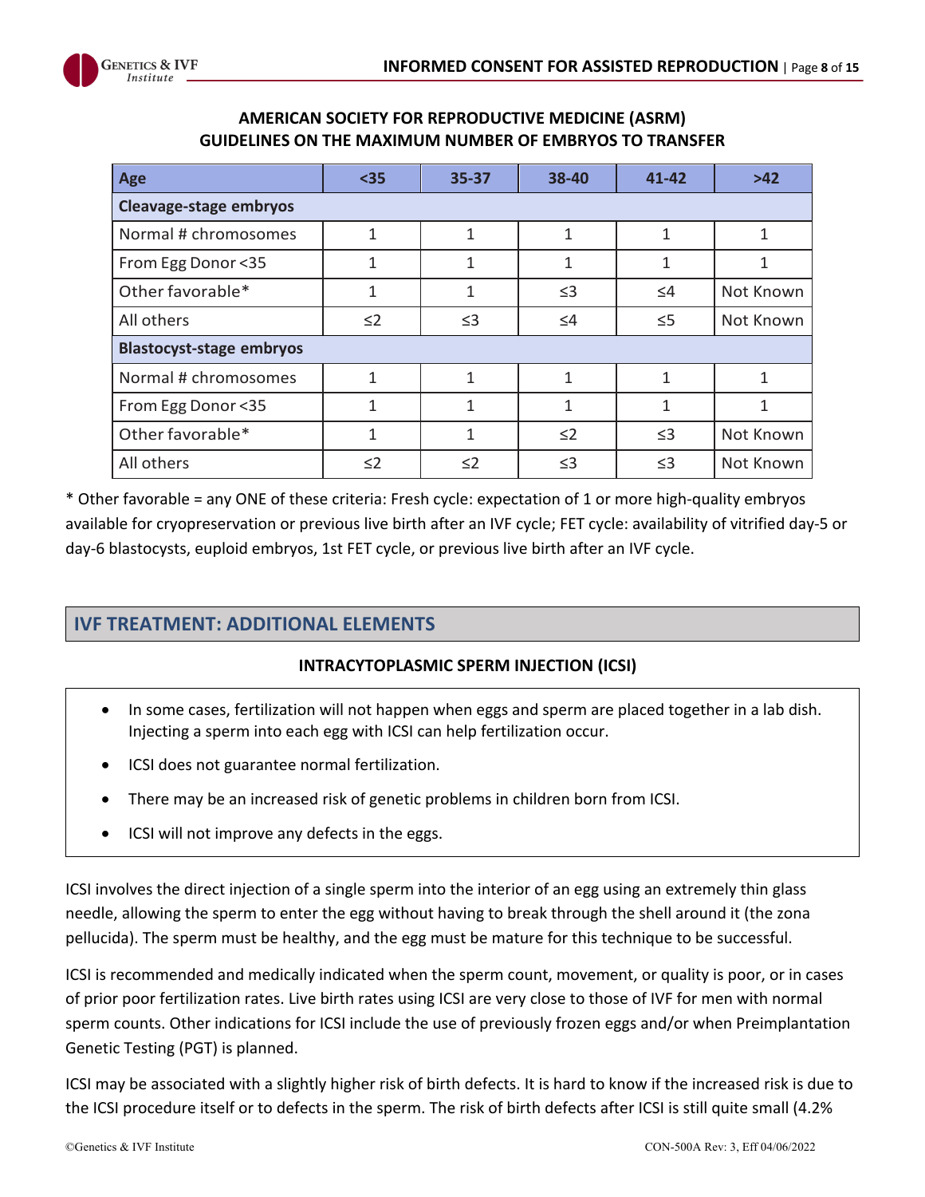## AMERICAN SOCIETY FOR REPRODUCTIVE MEDICINE (ASRM) GUIDELINES ON THE MAXIMUM NUMBER OF EMBRYOS TO TRANSFER

| Age | <35 | 35-37 | 38-40 | 41-42 | >42 |
|---|---|---|---|---|---|
| **Cleavage-stage embryos** | | | | | |
| Normal # chromosomes | 1 | 1 | 1 | 1 | 1 |
| From Egg Donor <35 | 1 | 1 | 1 | 1 | 1 |
| Other favorable* | 1 | 1 | ≤3 | ≤4 | Not Known |
| All others | ≤2 | ≤3 | ≤4 | ≤5 | Not Known |
| **Blastocyst-stage embryos** | | | | | |
| Normal # chromosomes | 1 | 1 | 1 | 1 | 1 |
| From Egg Donor <35 | 1 | 1 | 1 | 1 | 1 |
| Other favorable* | 1 | 1 | ≤2 | ≤3 | Not Known |
| All others | ≤2 | ≤2 | ≤3 | ≤3 | Not Known |

* Other favorable = any ONE of these criteria: Fresh cycle: expectation of 1 or more high-quality embryos available for cryopreservation or previous live birth after an IVF cycle; FET cycle: availability of vitrified day-5 or day-6 blastocysts, euploid embryos, 1st FET cycle, or previous live birth after an IVF cycle.

## IVF TREATMENT: ADDITIONAL ELEMENTS

### INTRACYTOPLASMIC SPERM INJECTION (ICSI)

- In some cases, fertilization will not happen when eggs and sperm are placed together in a lab dish. Injecting a sperm into each egg with ICSI can help fertilization occur.
- ICSI does not guarantee normal fertilization.
- There may be an increased risk of genetic problems in children born from ICSI.
- ICSI will not improve any defects in the eggs.

ICSI involves the direct injection of a single sperm into the interior of an egg using an extremely thin glass needle, allowing the sperm to enter the egg without having to break through the shell around it (the zona pellucida). The sperm must be healthy, and the egg must be mature for this technique to be successful.

ICSI is recommended and medically indicated when the sperm count, movement, or quality is poor, or in cases of prior poor fertilization rates. Live birth rates using ICSI are very close to those of IVF for men with normal sperm counts. Other indications for ICSI include the use of previously frozen eggs and/or when Preimplantation Genetic Testing (PGT) is planned.

ICSI may be associated with a slightly higher risk of birth defects. It is hard to know if the increased risk is due to the ICSI procedure itself or to defects in the sperm. The risk of birth defects after ICSI is still quite small (4.2%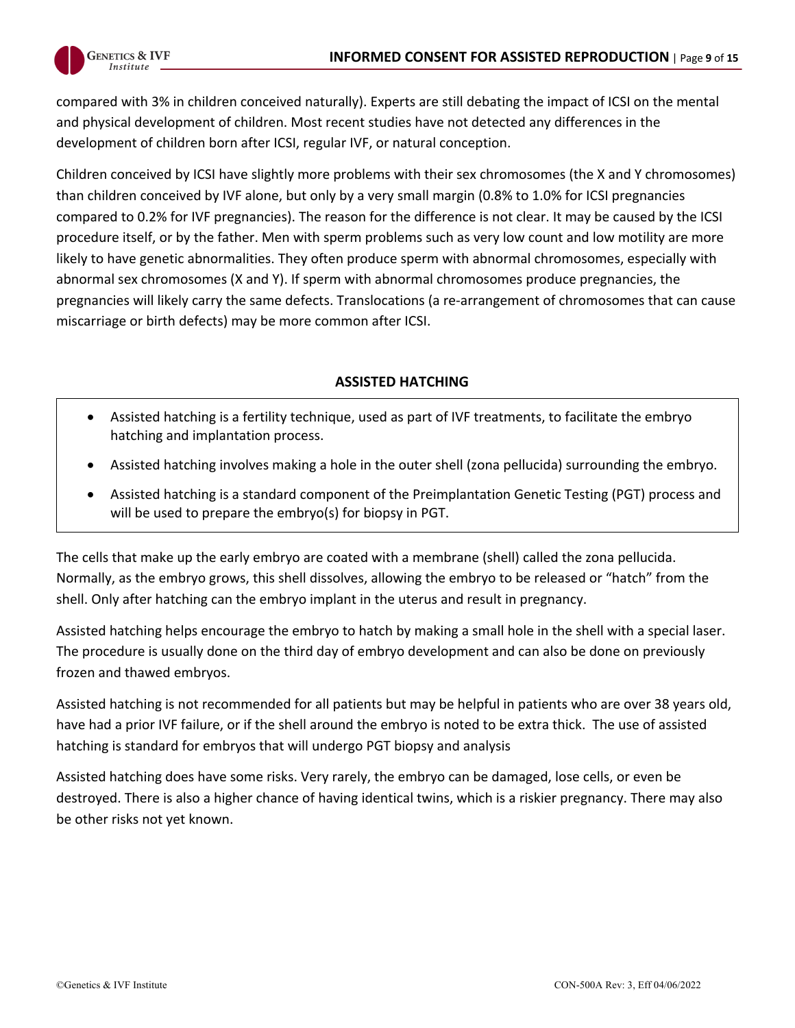compared with 3% in children conceived naturally). Experts are still debating the impact of ICSI on the mental and physical development of children. Most recent studies have not detected any differences in the development of children born after ICSI, regular IVF, or natural conception.

Children conceived by ICSI have slightly more problems with their sex chromosomes (the X and Y chromosomes) than children conceived by IVF alone, but only by a very small margin (0.8% to 1.0% for ICSI pregnancies compared to 0.2% for IVF pregnancies). The reason for the difference is not clear. It may be caused by the ICSI procedure itself, or by the father. Men with sperm problems such as very low count and low motility are more likely to have genetic abnormalities. They often produce sperm with abnormal chromosomes, especially with abnormal sex chromosomes (X and Y). If sperm with abnormal chromosomes produce pregnancies, the pregnancies will likely carry the same defects. Translocations (a re-arrangement of chromosomes that can cause miscarriage or birth defects) may be more common after ICSI.

## ASSISTED HATCHING

- Assisted hatching is a fertility technique, used as part of IVF treatments, to facilitate the embryo hatching and implantation process.
- Assisted hatching involves making a hole in the outer shell (zona pellucida) surrounding the embryo.
- Assisted hatching is a standard component of the Preimplantation Genetic Testing (PGT) process and will be used to prepare the embryo(s) for biopsy in PGT.

The cells that make up the early embryo are coated with a membrane (shell) called the zona pellucida. Normally, as the embryo grows, this shell dissolves, allowing the embryo to be released or "hatch" from the shell. Only after hatching can the embryo implant in the uterus and result in pregnancy.

Assisted hatching helps encourage the embryo to hatch by making a small hole in the shell with a special laser. The procedure is usually done on the third day of embryo development and can also be done on previously frozen and thawed embryos.

Assisted hatching is not recommended for all patients but may be helpful in patients who are over 38 years old, have had a prior IVF failure, or if the shell around the embryo is noted to be extra thick. The use of assisted hatching is standard for embryos that will undergo PGT biopsy and analysis

Assisted hatching does have some risks. Very rarely, the embryo can be damaged, lose cells, or even be destroyed. There is also a higher chance of having identical twins, which is a riskier pregnancy. There may also be other risks not yet known.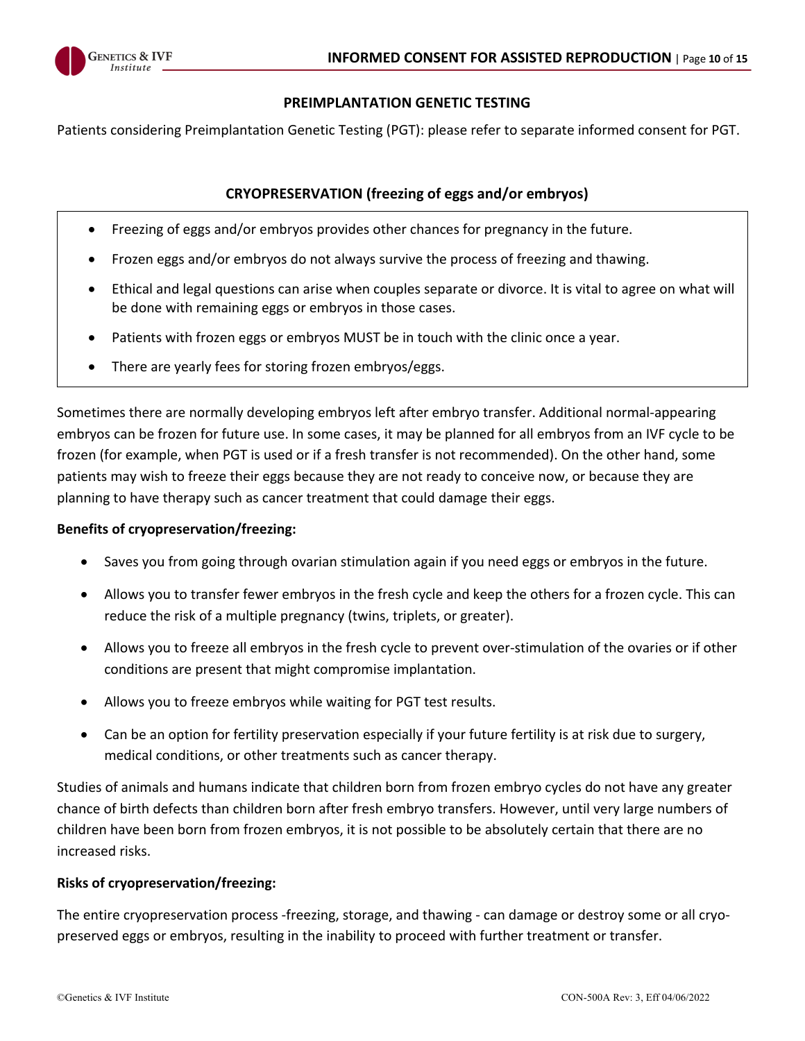## PREIMPLANTATION GENETIC TESTING

Patients considering Preimplantation Genetic Testing (PGT): please refer to separate informed consent for PGT.

## CRYOPRESERVATION (freezing of eggs and/or embryos)

- Freezing of eggs and/or embryos provides other chances for pregnancy in the future.
- Frozen eggs and/or embryos do not always survive the process of freezing and thawing.
- Ethical and legal questions can arise when couples separate or divorce. It is vital to agree on what will be done with remaining eggs or embryos in those cases.
- Patients with frozen eggs or embryos MUST be in touch with the clinic once a year.
- There are yearly fees for storing frozen embryos/eggs.

Sometimes there are normally developing embryos left after embryo transfer. Additional normal-appearing embryos can be frozen for future use. In some cases, it may be planned for all embryos from an IVF cycle to be frozen (for example, when PGT is used or if a fresh transfer is not recommended). On the other hand, some patients may wish to freeze their eggs because they are not ready to conceive now, or because they are planning to have therapy such as cancer treatment that could damage their eggs.

**Benefits of cryopreservation/freezing:**

- Saves you from going through ovarian stimulation again if you need eggs or embryos in the future.
- Allows you to transfer fewer embryos in the fresh cycle and keep the others for a frozen cycle. This can reduce the risk of a multiple pregnancy (twins, triplets, or greater).
- Allows you to freeze all embryos in the fresh cycle to prevent over-stimulation of the ovaries or if other conditions are present that might compromise implantation.
- Allows you to freeze embryos while waiting for PGT test results.
- Can be an option for fertility preservation especially if your future fertility is at risk due to surgery, medical conditions, or other treatments such as cancer therapy.

Studies of animals and humans indicate that children born from frozen embryo cycles do not have any greater chance of birth defects than children born after fresh embryo transfers. However, until very large numbers of children have been born from frozen embryos, it is not possible to be absolutely certain that there are no increased risks.

**Risks of cryopreservation/freezing:**

The entire cryopreservation process -freezing, storage, and thawing - can damage or destroy some or all cryo-preserved eggs or embryos, resulting in the inability to proceed with further treatment or transfer.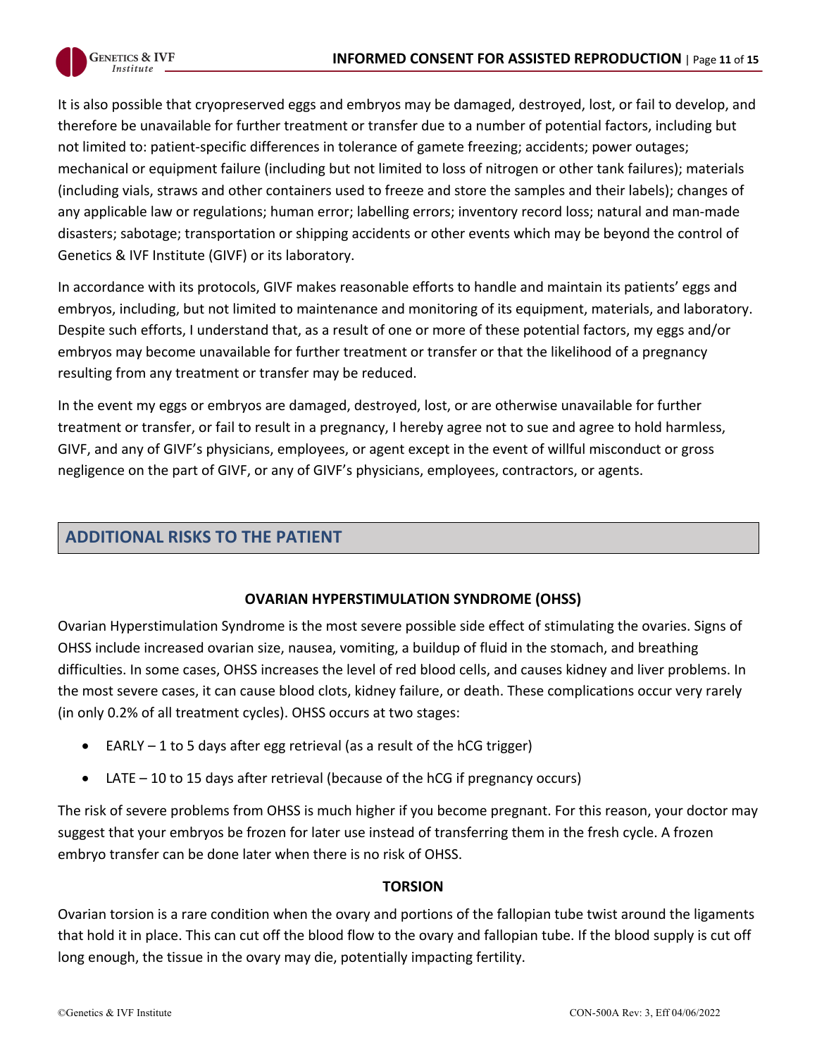It is also possible that cryopreserved eggs and embryos may be damaged, destroyed, lost, or fail to develop, and therefore be unavailable for further treatment or transfer due to a number of potential factors, including but not limited to: patient-specific differences in tolerance of gamete freezing; accidents; power outages; mechanical or equipment failure (including but not limited to loss of nitrogen or other tank failures); materials (including vials, straws and other containers used to freeze and store the samples and their labels); changes of any applicable law or regulations; human error; labelling errors; inventory record loss; natural and man-made disasters; sabotage; transportation or shipping accidents or other events which may be beyond the control of Genetics & IVF Institute (GIVF) or its laboratory.

In accordance with its protocols, GIVF makes reasonable efforts to handle and maintain its patients' eggs and embryos, including, but not limited to maintenance and monitoring of its equipment, materials, and laboratory. Despite such efforts, I understand that, as a result of one or more of these potential factors, my eggs and/or embryos may become unavailable for further treatment or transfer or that the likelihood of a pregnancy resulting from any treatment or transfer may be reduced.

In the event my eggs or embryos are damaged, destroyed, lost, or are otherwise unavailable for further treatment or transfer, or fail to result in a pregnancy, I hereby agree not to sue and agree to hold harmless, GIVF, and any of GIVF's physicians, employees, or agent except in the event of willful misconduct or gross negligence on the part of GIVF, or any of GIVF's physicians, employees, contractors, or agents.

## ADDITIONAL RISKS TO THE PATIENT

### OVARIAN HYPERSTIMULATION SYNDROME (OHSS)

Ovarian Hyperstimulation Syndrome is the most severe possible side effect of stimulating the ovaries. Signs of OHSS include increased ovarian size, nausea, vomiting, a buildup of fluid in the stomach, and breathing difficulties. In some cases, OHSS increases the level of red blood cells, and causes kidney and liver problems. In the most severe cases, it can cause blood clots, kidney failure, or death. These complications occur very rarely (in only 0.2% of all treatment cycles). OHSS occurs at two stages:

- EARLY – 1 to 5 days after egg retrieval (as a result of the hCG trigger)
- LATE – 10 to 15 days after retrieval (because of the hCG if pregnancy occurs)

The risk of severe problems from OHSS is much higher if you become pregnant. For this reason, your doctor may suggest that your embryos be frozen for later use instead of transferring them in the fresh cycle. A frozen embryo transfer can be done later when there is no risk of OHSS.

### TORSION

Ovarian torsion is a rare condition when the ovary and portions of the fallopian tube twist around the ligaments that hold it in place. This can cut off the blood flow to the ovary and fallopian tube. If the blood supply is cut off long enough, the tissue in the ovary may die, potentially impacting fertility.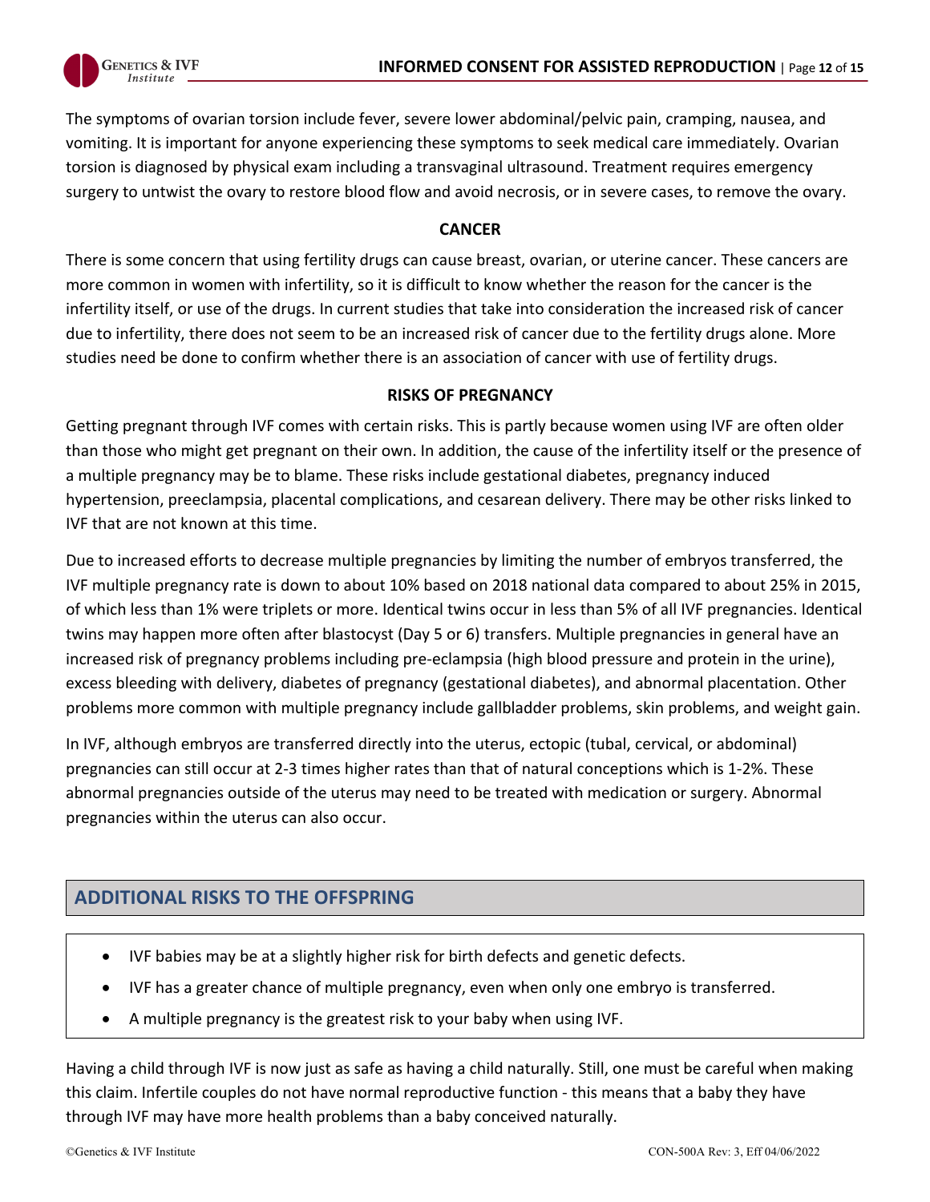The symptoms of ovarian torsion include fever, severe lower abdominal/pelvic pain, cramping, nausea, and vomiting. It is important for anyone experiencing these symptoms to seek medical care immediately. Ovarian torsion is diagnosed by physical exam including a transvaginal ultrasound. Treatment requires emergency surgery to untwist the ovary to restore blood flow and avoid necrosis, or in severe cases, to remove the ovary.

### CANCER

There is some concern that using fertility drugs can cause breast, ovarian, or uterine cancer. These cancers are more common in women with infertility, so it is difficult to know whether the reason for the cancer is the infertility itself, or use of the drugs. In current studies that take into consideration the increased risk of cancer due to infertility, there does not seem to be an increased risk of cancer due to the fertility drugs alone. More studies need be done to confirm whether there is an association of cancer with use of fertility drugs.

### RISKS OF PREGNANCY

Getting pregnant through IVF comes with certain risks. This is partly because women using IVF are often older than those who might get pregnant on their own. In addition, the cause of the infertility itself or the presence of a multiple pregnancy may be to blame. These risks include gestational diabetes, pregnancy induced hypertension, preeclampsia, placental complications, and cesarean delivery. There may be other risks linked to IVF that are not known at this time.

Due to increased efforts to decrease multiple pregnancies by limiting the number of embryos transferred, the IVF multiple pregnancy rate is down to about 10% based on 2018 national data compared to about 25% in 2015, of which less than 1% were triplets or more. Identical twins occur in less than 5% of all IVF pregnancies. Identical twins may happen more often after blastocyst (Day 5 or 6) transfers. Multiple pregnancies in general have an increased risk of pregnancy problems including pre-eclampsia (high blood pressure and protein in the urine), excess bleeding with delivery, diabetes of pregnancy (gestational diabetes), and abnormal placentation. Other problems more common with multiple pregnancy include gallbladder problems, skin problems, and weight gain.

In IVF, although embryos are transferred directly into the uterus, ectopic (tubal, cervical, or abdominal) pregnancies can still occur at 2-3 times higher rates than that of natural conceptions which is 1-2%. These abnormal pregnancies outside of the uterus may need to be treated with medication or surgery. Abnormal pregnancies within the uterus can also occur.

## ADDITIONAL RISKS TO THE OFFSPRING

- IVF babies may be at a slightly higher risk for birth defects and genetic defects.
- IVF has a greater chance of multiple pregnancy, even when only one embryo is transferred.
- A multiple pregnancy is the greatest risk to your baby when using IVF.

Having a child through IVF is now just as safe as having a child naturally. Still, one must be careful when making this claim. Infertile couples do not have normal reproductive function - this means that a baby they have through IVF may have more health problems than a baby conceived naturally.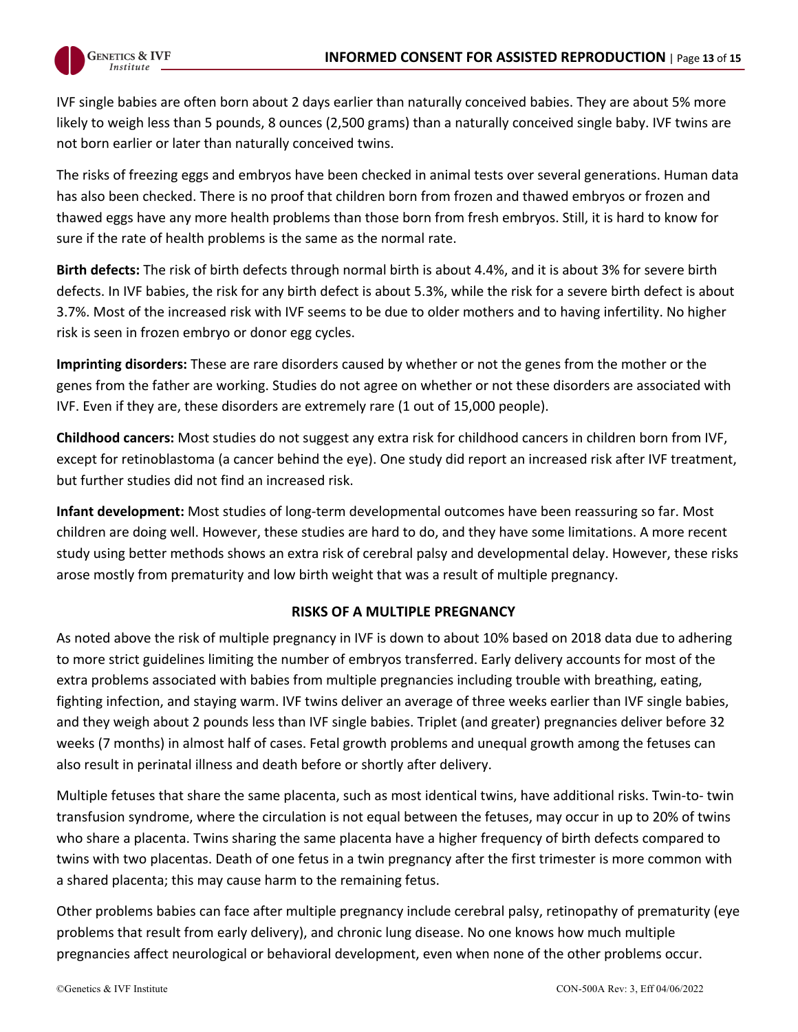IVF single babies are often born about 2 days earlier than naturally conceived babies. They are about 5% more likely to weigh less than 5 pounds, 8 ounces (2,500 grams) than a naturally conceived single baby. IVF twins are not born earlier or later than naturally conceived twins.

The risks of freezing eggs and embryos have been checked in animal tests over several generations. Human data has also been checked. There is no proof that children born from frozen and thawed embryos or frozen and thawed eggs have any more health problems than those born from fresh embryos. Still, it is hard to know for sure if the rate of health problems is the same as the normal rate.

**Birth defects:** The risk of birth defects through normal birth is about 4.4%, and it is about 3% for severe birth defects. In IVF babies, the risk for any birth defect is about 5.3%, while the risk for a severe birth defect is about 3.7%. Most of the increased risk with IVF seems to be due to older mothers and to having infertility. No higher risk is seen in frozen embryo or donor egg cycles.

**Imprinting disorders:** These are rare disorders caused by whether or not the genes from the mother or the genes from the father are working. Studies do not agree on whether or not these disorders are associated with IVF. Even if they are, these disorders are extremely rare (1 out of 15,000 people).

**Childhood cancers:** Most studies do not suggest any extra risk for childhood cancers in children born from IVF, except for retinoblastoma (a cancer behind the eye). One study did report an increased risk after IVF treatment, but further studies did not find an increased risk.

**Infant development:** Most studies of long-term developmental outcomes have been reassuring so far. Most children are doing well. However, these studies are hard to do, and they have some limitations. A more recent study using better methods shows an extra risk of cerebral palsy and developmental delay. However, these risks arose mostly from prematurity and low birth weight that was a result of multiple pregnancy.

## RISKS OF A MULTIPLE PREGNANCY

As noted above the risk of multiple pregnancy in IVF is down to about 10% based on 2018 data due to adhering to more strict guidelines limiting the number of embryos transferred. Early delivery accounts for most of the extra problems associated with babies from multiple pregnancies including trouble with breathing, eating, fighting infection, and staying warm. IVF twins deliver an average of three weeks earlier than IVF single babies, and they weigh about 2 pounds less than IVF single babies. Triplet (and greater) pregnancies deliver before 32 weeks (7 months) in almost half of cases. Fetal growth problems and unequal growth among the fetuses can also result in perinatal illness and death before or shortly after delivery.

Multiple fetuses that share the same placenta, such as most identical twins, have additional risks. Twin-to- twin transfusion syndrome, where the circulation is not equal between the fetuses, may occur in up to 20% of twins who share a placenta. Twins sharing the same placenta have a higher frequency of birth defects compared to twins with two placentas. Death of one fetus in a twin pregnancy after the first trimester is more common with a shared placenta; this may cause harm to the remaining fetus.

Other problems babies can face after multiple pregnancy include cerebral palsy, retinopathy of prematurity (eye problems that result from early delivery), and chronic lung disease. No one knows how much multiple pregnancies affect neurological or behavioral development, even when none of the other problems occur.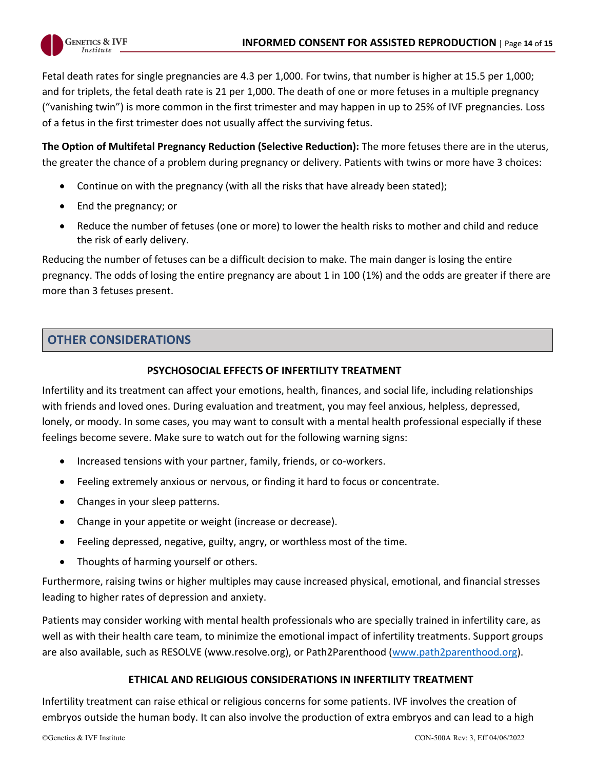Fetal death rates for single pregnancies are 4.3 per 1,000. For twins, that number is higher at 15.5 per 1,000; and for triplets, the fetal death rate is 21 per 1,000. The death of one or more fetuses in a multiple pregnancy ("vanishing twin") is more common in the first trimester and may happen in up to 25% of IVF pregnancies. Loss of a fetus in the first trimester does not usually affect the surviving fetus.

**The Option of Multifetal Pregnancy Reduction (Selective Reduction):** The more fetuses there are in the uterus, the greater the chance of a problem during pregnancy or delivery. Patients with twins or more have 3 choices:

- Continue on with the pregnancy (with all the risks that have already been stated);
- End the pregnancy; or
- Reduce the number of fetuses (one or more) to lower the health risks to mother and child and reduce the risk of early delivery.

Reducing the number of fetuses can be a difficult decision to make. The main danger is losing the entire pregnancy. The odds of losing the entire pregnancy are about 1 in 100 (1%) and the odds are greater if there are more than 3 fetuses present.

## OTHER CONSIDERATIONS

### PSYCHOSOCIAL EFFECTS OF INFERTILITY TREATMENT

Infertility and its treatment can affect your emotions, health, finances, and social life, including relationships with friends and loved ones. During evaluation and treatment, you may feel anxious, helpless, depressed, lonely, or moody. In some cases, you may want to consult with a mental health professional especially if these feelings become severe. Make sure to watch out for the following warning signs:

- Increased tensions with your partner, family, friends, or co-workers.
- Feeling extremely anxious or nervous, or finding it hard to focus or concentrate.
- Changes in your sleep patterns.
- Change in your appetite or weight (increase or decrease).
- Feeling depressed, negative, guilty, angry, or worthless most of the time.
- Thoughts of harming yourself or others.

Furthermore, raising twins or higher multiples may cause increased physical, emotional, and financial stresses leading to higher rates of depression and anxiety.

Patients may consider working with mental health professionals who are specially trained in infertility care, as well as with their health care team, to minimize the emotional impact of infertility treatments. Support groups are also available, such as RESOLVE (www.resolve.org), or Path2Parenthood (www.path2parenthood.org).

### ETHICAL AND RELIGIOUS CONSIDERATIONS IN INFERTILITY TREATMENT

Infertility treatment can raise ethical or religious concerns for some patients. IVF involves the creation of embryos outside the human body. It can also involve the production of extra embryos and can lead to a high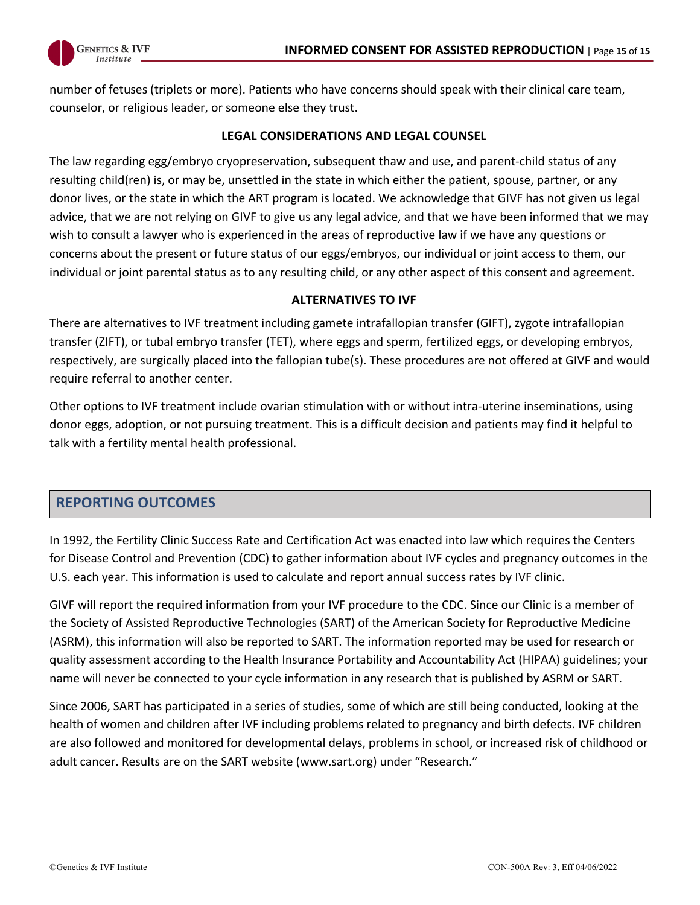number of fetuses (triplets or more). Patients who have concerns should speak with their clinical care team, counselor, or religious leader, or someone else they trust.

### LEGAL CONSIDERATIONS AND LEGAL COUNSEL

The law regarding egg/embryo cryopreservation, subsequent thaw and use, and parent-child status of any resulting child(ren) is, or may be, unsettled in the state in which either the patient, spouse, partner, or any donor lives, or the state in which the ART program is located. We acknowledge that GIVF has not given us legal advice, that we are not relying on GIVF to give us any legal advice, and that we have been informed that we may wish to consult a lawyer who is experienced in the areas of reproductive law if we have any questions or concerns about the present or future status of our eggs/embryos, our individual or joint access to them, our individual or joint parental status as to any resulting child, or any other aspect of this consent and agreement.

### ALTERNATIVES TO IVF

There are alternatives to IVF treatment including gamete intrafallopian transfer (GIFT), zygote intrafallopian transfer (ZIFT), or tubal embryo transfer (TET), where eggs and sperm, fertilized eggs, or developing embryos, respectively, are surgically placed into the fallopian tube(s). These procedures are not offered at GIVF and would require referral to another center.

Other options to IVF treatment include ovarian stimulation with or without intra-uterine inseminations, using donor eggs, adoption, or not pursuing treatment. This is a difficult decision and patients may find it helpful to talk with a fertility mental health professional.

## REPORTING OUTCOMES

In 1992, the Fertility Clinic Success Rate and Certification Act was enacted into law which requires the Centers for Disease Control and Prevention (CDC) to gather information about IVF cycles and pregnancy outcomes in the U.S. each year. This information is used to calculate and report annual success rates by IVF clinic.

GIVF will report the required information from your IVF procedure to the CDC. Since our Clinic is a member of the Society of Assisted Reproductive Technologies (SART) of the American Society for Reproductive Medicine (ASRM), this information will also be reported to SART. The information reported may be used for research or quality assessment according to the Health Insurance Portability and Accountability Act (HIPAA) guidelines; your name will never be connected to your cycle information in any research that is published by ASRM or SART.

Since 2006, SART has participated in a series of studies, some of which are still being conducted, looking at the health of women and children after IVF including problems related to pregnancy and birth defects. IVF children are also followed and monitored for developmental delays, problems in school, or increased risk of childhood or adult cancer. Results are on the SART website (www.sart.org) under “Research.”